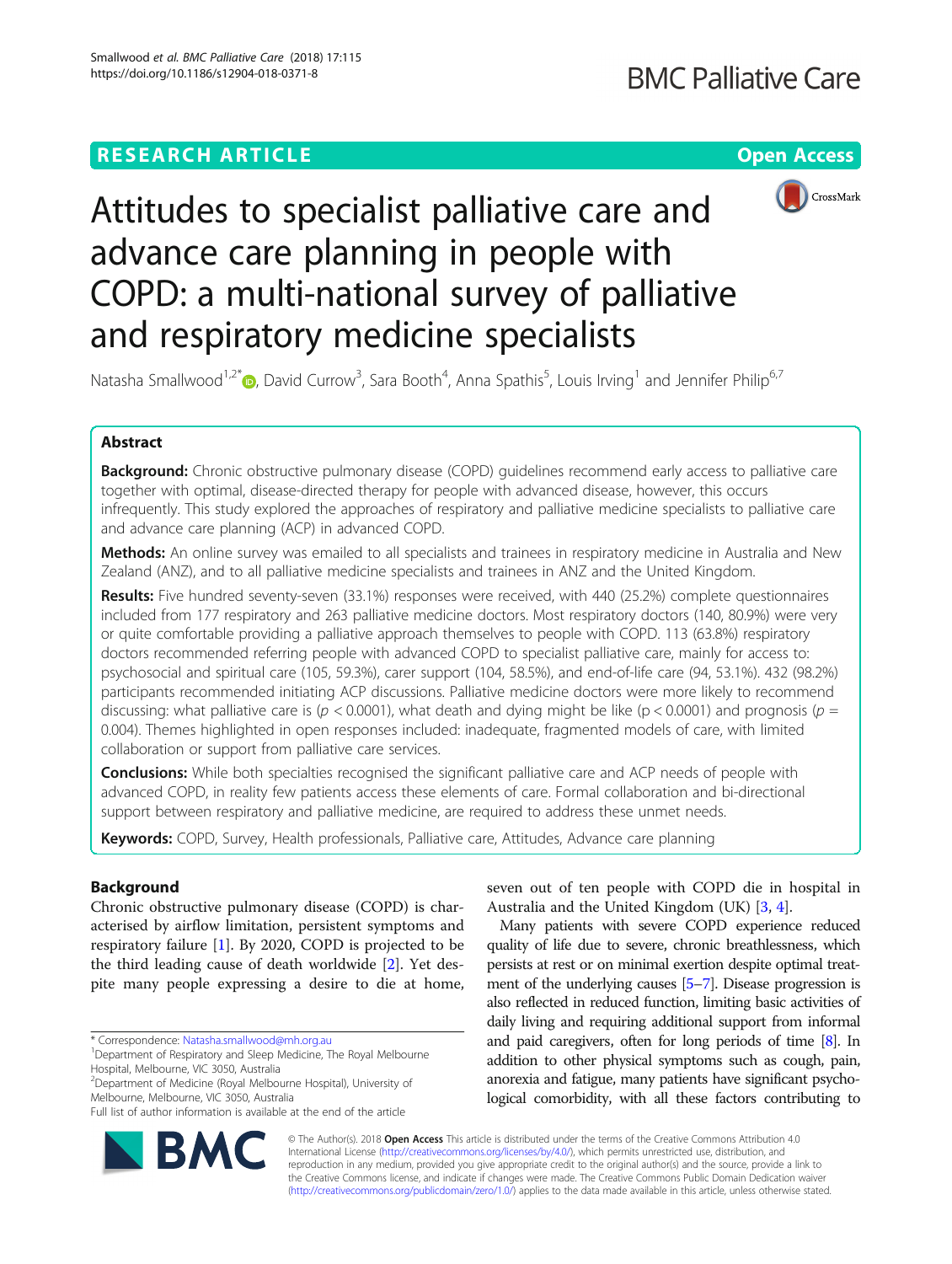# Attitudes to specialist palliative care and advance care planning in people with COPD: a multi-national survey of palliative and respiratory medicine specialists

Natasha Smallwood[1,2*], David Currow[3], Sara Booth[4], Anna Spathis[5], Louis Irving[1] and Jennifer Philip[6,7]

## Abstract

**Background:** Chronic obstructive pulmonary disease (COPD) guidelines recommend early access to palliative care together with optimal, disease-directed therapy for people with advanced disease, however, this occurs infrequently. This study explored the approaches of respiratory and palliative medicine specialists to palliative care and advance care planning (ACP) in advanced COPD.

**Methods:** An online survey was emailed to all specialists and trainees in respiratory medicine in Australia and New Zealand (ANZ), and to all palliative medicine specialists and trainees in ANZ and the United Kingdom.

**Results:** Five hundred seventy-seven (33.1%) responses were received, with 440 (25.2%) complete questionnaires included from 177 respiratory and 263 palliative medicine doctors. Most respiratory doctors (140, 80.9%) were very or quite comfortable providing a palliative approach themselves to people with COPD. 113 (63.8%) respiratory doctors recommended referring people with advanced COPD to specialist palliative care, mainly for access to: psychosocial and spiritual care (105, 59.3%), carer support (104, 58.5%), and end-of-life care (94, 53.1%). 432 (98.2%) participants recommended initiating ACP discussions. Palliative medicine doctors were more likely to recommend discussing: what palliative care is ($p < 0.0001$), what death and dying might be like ($p < 0.0001$) and prognosis ($p = 0.004$). Themes highlighted in open responses included: inadequate, fragmented models of care, with limited collaboration or support from palliative care services.

**Conclusions:** While both specialties recognised the significant palliative care and ACP needs of people with advanced COPD, in reality few patients access these elements of care. Formal collaboration and bi-directional support between respiratory and palliative medicine, are required to address these unmet needs.

**Keywords:** COPD, Survey, Health professionals, Palliative care, Attitudes, Advance care planning

## Background

Chronic obstructive pulmonary disease (COPD) is characterised by airflow limitation, persistent symptoms and respiratory failure [1]. By 2020, COPD is projected to be the third leading cause of death worldwide [2]. Yet despite many people expressing a desire to die at home, seven out of ten people with COPD die in hospital in Australia and the United Kingdom (UK) [3, 4].

Many patients with severe COPD experience reduced quality of life due to severe, chronic breathlessness, which persists at rest or on minimal exertion despite optimal treatment of the underlying causes [5–7]. Disease progression is also reflected in reduced function, limiting basic activities of daily living and requiring additional support from informal and paid caregivers, often for long periods of time [8]. In addition to other physical symptoms such as cough, pain, anorexia and fatigue, many patients have significant psychological comorbidity, with all these factors contributing to

---

* Correspondence: Natasha.smallwood@mh.org.au

[1]Department of Respiratory and Sleep Medicine, The Royal Melbourne Hospital, Melbourne, VIC 3050, Australia

[2]Department of Medicine (Royal Melbourne Hospital), University of Melbourne, Melbourne, VIC 3050, Australia

Full list of author information is available at the end of the article

© The Author(s). 2018 **Open Access** This article is distributed under the terms of the Creative Commons Attribution 4.0 International License (http://creativecommons.org/licenses/by/4.0/), which permits unrestricted use, distribution, and reproduction in any medium, provided you give appropriate credit to the original author(s) and the source, provide a link to the Creative Commons license, and indicate if changes were made. The Creative Commons Public Domain Dedication waiver (http://creativecommons.org/publicdomain/zero/1.0/) applies to the data made available in this article, unless otherwise stated.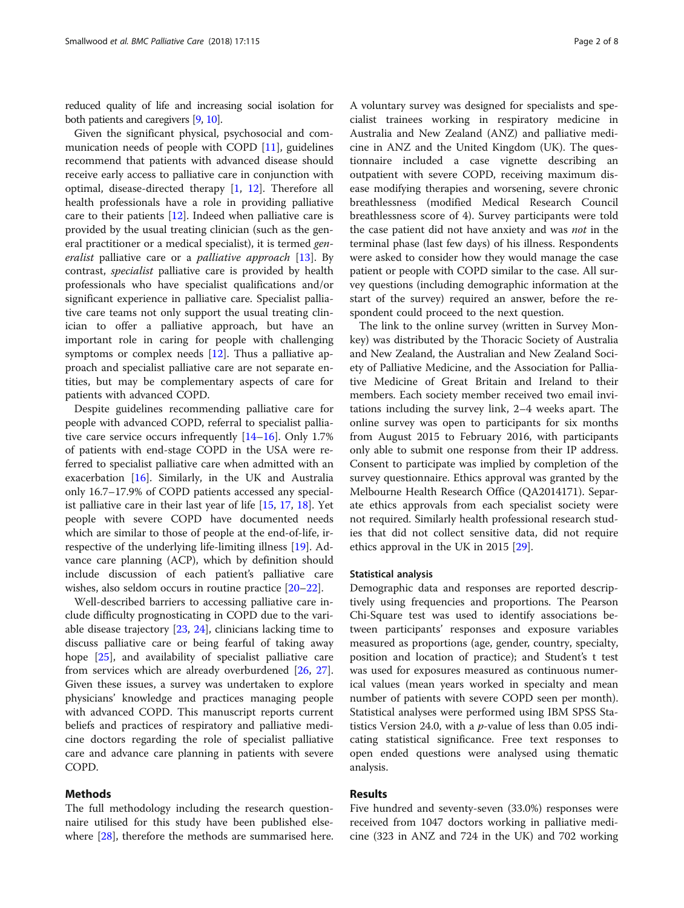reduced quality of life and increasing social isolation for both patients and caregivers [9, 10].

Given the significant physical, psychosocial and communication needs of people with COPD [11], guidelines recommend that patients with advanced disease should receive early access to palliative care in conjunction with optimal, disease-directed therapy [1, 12]. Therefore all health professionals have a role in providing palliative care to their patients [12]. Indeed when palliative care is provided by the usual treating clinician (such as the general practitioner or a medical specialist), it is termed *generalist* palliative care or a *palliative approach* [13]. By contrast, *specialist* palliative care is provided by health professionals who have specialist qualifications and/or significant experience in palliative care. Specialist palliative care teams not only support the usual treating clinician to offer a palliative approach, but have an important role in caring for people with challenging symptoms or complex needs [12]. Thus a palliative approach and specialist palliative care are not separate entities, but may be complementary aspects of care for patients with advanced COPD.

Despite guidelines recommending palliative care for people with advanced COPD, referral to specialist palliative care service occurs infrequently [14–16]. Only 1.7% of patients with end-stage COPD in the USA were referred to specialist palliative care when admitted with an exacerbation [16]. Similarly, in the UK and Australia only 16.7–17.9% of COPD patients accessed any specialist palliative care in their last year of life [15, 17, 18]. Yet people with severe COPD have documented needs which are similar to those of people at the end-of-life, irrespective of the underlying life-limiting illness [19]. Advance care planning (ACP), which by definition should include discussion of each patient's palliative care wishes, also seldom occurs in routine practice [20–22].

Well-described barriers to accessing palliative care include difficulty prognosticating in COPD due to the variable disease trajectory [23, 24], clinicians lacking time to discuss palliative care or being fearful of taking away hope [25], and availability of specialist palliative care from services which are already overburdened [26, 27]. Given these issues, a survey was undertaken to explore physicians' knowledge and practices managing people with advanced COPD. This manuscript reports current beliefs and practices of respiratory and palliative medicine doctors regarding the role of specialist palliative care and advance care planning in patients with severe COPD.

## Methods

The full methodology including the research questionnaire utilised for this study have been published elsewhere [28], therefore the methods are summarised here. A voluntary survey was designed for specialists and specialist trainees working in respiratory medicine in Australia and New Zealand (ANZ) and palliative medicine in ANZ and the United Kingdom (UK). The questionnaire included a case vignette describing an outpatient with severe COPD, receiving maximum disease modifying therapies and worsening, severe chronic breathlessness (modified Medical Research Council breathlessness score of 4). Survey participants were told the case patient did not have anxiety and was *not* in the terminal phase (last few days) of his illness. Respondents were asked to consider how they would manage the case patient or people with COPD similar to the case. All survey questions (including demographic information at the start of the survey) required an answer, before the respondent could proceed to the next question.

The link to the online survey (written in Survey Monkey) was distributed by the Thoracic Society of Australia and New Zealand, the Australian and New Zealand Society of Palliative Medicine, and the Association for Palliative Medicine of Great Britain and Ireland to their members. Each society member received two email invitations including the survey link, 2–4 weeks apart. The online survey was open to participants for six months from August 2015 to February 2016, with participants only able to submit one response from their IP address. Consent to participate was implied by completion of the survey questionnaire. Ethics approval was granted by the Melbourne Health Research Office (QA2014171). Separate ethics approvals from each specialist society were not required. Similarly health professional research studies that did not collect sensitive data, did not require ethics approval in the UK in 2015 [29].

### Statistical analysis

Demographic data and responses are reported descriptively using frequencies and proportions. The Pearson Chi-Square test was used to identify associations between participants' responses and exposure variables measured as proportions (age, gender, country, specialty, position and location of practice); and Student's t test was used for exposures measured as continuous numerical values (mean years worked in specialty and mean number of patients with severe COPD seen per month). Statistical analyses were performed using IBM SPSS Statistics Version 24.0, with a $p$-value of less than 0.05 indicating statistical significance. Free text responses to open ended questions were analysed using thematic analysis.

## Results

Five hundred and seventy-seven (33.0%) responses were received from 1047 doctors working in palliative medicine (323 in ANZ and 724 in the UK) and 702 working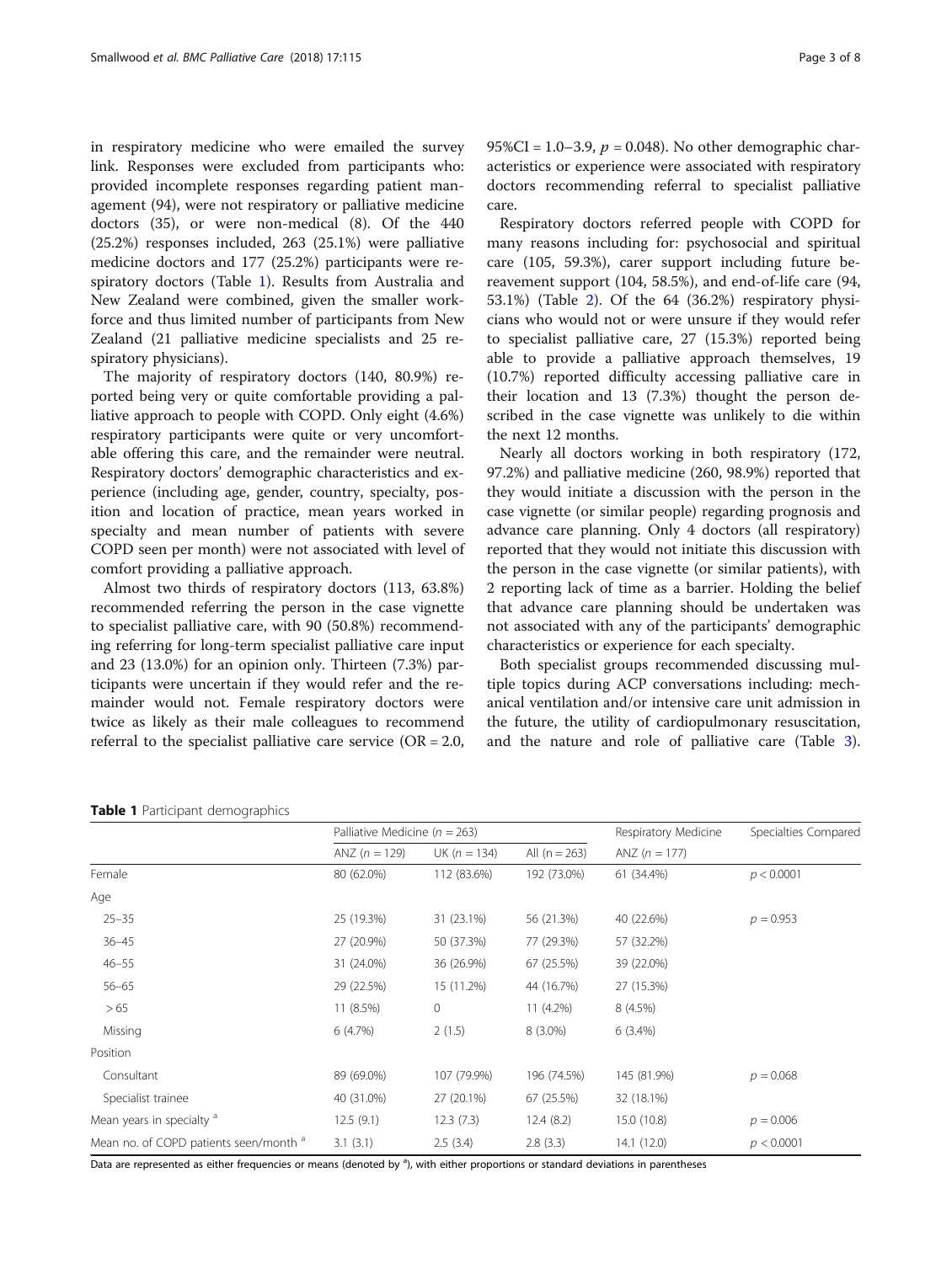in respiratory medicine who were emailed the survey link. Responses were excluded from participants who: provided incomplete responses regarding patient management (94), were not respiratory or palliative medicine doctors (35), or were non-medical (8). Of the 440 (25.2%) responses included, 263 (25.1%) were palliative medicine doctors and 177 (25.2%) participants were respiratory doctors (Table 1). Results from Australia and New Zealand were combined, given the smaller workforce and thus limited number of participants from New Zealand (21 palliative medicine specialists and 25 respiratory physicians).

The majority of respiratory doctors (140, 80.9%) reported being very or quite comfortable providing a palliative approach to people with COPD. Only eight (4.6%) respiratory participants were quite or very uncomfortable offering this care, and the remainder were neutral. Respiratory doctors' demographic characteristics and experience (including age, gender, country, specialty, position and location of practice, mean years worked in specialty and mean number of patients with severe COPD seen per month) were not associated with level of comfort providing a palliative approach.

Almost two thirds of respiratory doctors (113, 63.8%) recommended referring the person in the case vignette to specialist palliative care, with 90 (50.8%) recommending referring for long-term specialist palliative care input and 23 (13.0%) for an opinion only. Thirteen (7.3%) participants were uncertain if they would refer and the remainder would not. Female respiratory doctors were twice as likely as their male colleagues to recommend referral to the specialist palliative care service (OR = 2.0, 95%CI = 1.0–3.9, $p = 0.048$). No other demographic characteristics or experience were associated with respiratory doctors recommending referral to specialist palliative care.

Respiratory doctors referred people with COPD for many reasons including for: psychosocial and spiritual care (105, 59.3%), carer support including future bereavement support (104, 58.5%), and end-of-life care (94, 53.1%) (Table 2). Of the 64 (36.2%) respiratory physicians who would not or were unsure if they would refer to specialist palliative care, 27 (15.3%) reported being able to provide a palliative approach themselves, 19 (10.7%) reported difficulty accessing palliative care in their location and 13 (7.3%) thought the person described in the case vignette was unlikely to die within the next 12 months.

Nearly all doctors working in both respiratory (172, 97.2%) and palliative medicine (260, 98.9%) reported that they would initiate a discussion with the person in the case vignette (or similar people) regarding prognosis and advance care planning. Only 4 doctors (all respiratory) reported that they would not initiate this discussion with the person in the case vignette (or similar patients), with 2 reporting lack of time as a barrier. Holding the belief that advance care planning should be undertaken was not associated with any of the participants' demographic characteristics or experience for each specialty.

Both specialist groups recommended discussing multiple topics during ACP conversations including: mechanical ventilation and/or intensive care unit admission in the future, the utility of cardiopulmonary resuscitation, and the nature and role of palliative care (Table 3).

**Table 1** Participant demographics

| | Palliative Medicine ($n$ = 263) | | | Respiratory Medicine | Specialties Compared |
|---|---|---|---|---|---|
| | ANZ ($n$ = 129) | UK ($n$ = 134) | All ($n$ = 263) | ANZ ($n$ = 177) | |
| Female | 80 (62.0%) | 112 (83.6%) | 192 (73.0%) | 61 (34.4%) | $p < 0.0001$ |
| Age | | | | | |
| 25–35 | 25 (19.3%) | 31 (23.1%) | 56 (21.3%) | 40 (22.6%) | $p = 0.953$ |
| 36–45 | 27 (20.9%) | 50 (37.3%) | 77 (29.3%) | 57 (32.2%) | |
| 46–55 | 31 (24.0%) | 36 (26.9%) | 67 (25.5%) | 39 (22.0%) | |
| 56–65 | 29 (22.5%) | 15 (11.2%) | 44 (16.7%) | 27 (15.3%) | |
| > 65 | 11 (8.5%) | 0 | 11 (4.2%) | 8 (4.5%) | |
| Missing | 6 (4.7%) | 2 (1.5) | 8 (3.0%) | 6 (3.4%) | |
| Position | | | | | |
| Consultant | 89 (69.0%) | 107 (79.9%) | 196 (74.5%) | 145 (81.9%) | $p = 0.068$ |
| Specialist trainee | 40 (31.0%) | 27 (20.1%) | 67 (25.5%) | 32 (18.1%) | |
| Mean years in specialty [a] | 12.5 (9.1) | 12.3 (7.3) | 12.4 (8.2) | 15.0 (10.8) | $p = 0.006$ |
| Mean no. of COPD patients seen/month [a] | 3.1 (3.1) | 2.5 (3.4) | 2.8 (3.3) | 14.1 (12.0) | $p < 0.0001$ |

Data are represented as either frequencies or means (denoted by [a]), with either proportions or standard deviations in parentheses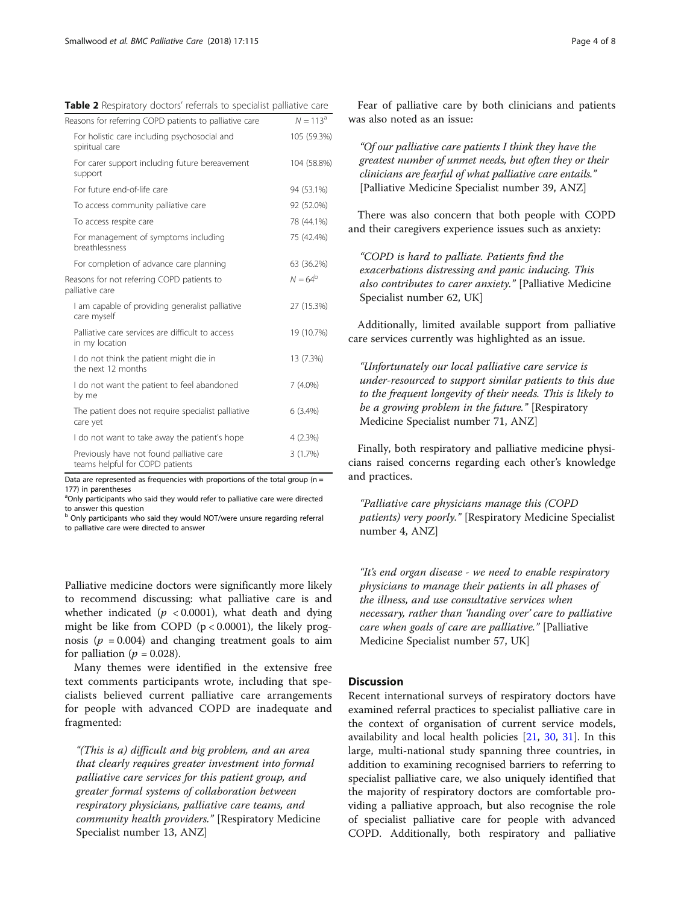**Table 2** Respiratory doctors' referrals to specialist palliative care

| Reasons for referring COPD patients to palliative care | $N = 113$[a] |
| --- | --- |
| For holistic care including psychosocial and spiritual care | 105 (59.3%) |
| For carer support including future bereavement support | 104 (58.8%) |
| For future end-of-life care | 94 (53.1%) |
| To access community palliative care | 92 (52.0%) |
| To access respite care | 78 (44.1%) |
| For management of symptoms including breathlessness | 75 (42.4%) |
| For completion of advance care planning | 63 (36.2%) |
| Reasons for not referring COPD patients to palliative care | $N = 64$[b] |
| I am capable of providing generalist palliative care myself | 27 (15.3%) |
| Palliative care services are difficult to access in my location | 19 (10.7%) |
| I do not think the patient might die in the next 12 months | 13 (7.3%) |
| I do not want the patient to feel abandoned by me | 7 (4.0%) |
| The patient does not require specialist palliative care yet | 6 (3.4%) |
| I do not want to take away the patient's hope | 4 (2.3%) |
| Previously have not found palliative care teams helpful for COPD patients | 3 (1.7%) |

Data are represented as frequencies with proportions of the total group ($n = 177$) in parentheses

[a]Only participants who said they would refer to palliative care were directed to answer this question

[b] Only participants who said they would NOT/were unsure regarding referral to palliative care were directed to answer

Palliative medicine doctors were significantly more likely to recommend discussing: what palliative care is and whether indicated ($p < 0.0001$), what death and dying might be like from COPD ($p < 0.0001$), the likely prognosis ($p = 0.004$) and changing treatment goals to aim for palliation ($p = 0.028$).

Many themes were identified in the extensive free text comments participants wrote, including that specialists believed current palliative care arrangements for people with advanced COPD are inadequate and fragmented:

> *"(This is a) difficult and big problem, and an area that clearly requires greater investment into formal palliative care services for this patient group, and greater formal systems of collaboration between respiratory physicians, palliative care teams, and community health providers."* [Respiratory Medicine Specialist number 13, ANZ]

Fear of palliative care by both clinicians and patients was also noted as an issue:

> *"Of our palliative care patients I think they have the greatest number of unmet needs, but often they or their clinicians are fearful of what palliative care entails."* [Palliative Medicine Specialist number 39, ANZ]

There was also concern that both people with COPD and their caregivers experience issues such as anxiety:

> *"COPD is hard to palliate. Patients find the exacerbations distressing and panic inducing. This also contributes to carer anxiety."* [Palliative Medicine Specialist number 62, UK]

Additionally, limited available support from palliative care services currently was highlighted as an issue.

> *"Unfortunately our local palliative care service is under-resourced to support similar patients to this due to the frequent longevity of their needs. This is likely to be a growing problem in the future."* [Respiratory Medicine Specialist number 71, ANZ]

Finally, both respiratory and palliative medicine physicians raised concerns regarding each other's knowledge and practices.

> *"Palliative care physicians manage this (COPD patients) very poorly."* [Respiratory Medicine Specialist number 4, ANZ]

> *"It's end organ disease - we need to enable respiratory physicians to manage their patients in all phases of the illness, and use consultative services when necessary, rather than 'handing over' care to palliative care when goals of care are palliative."* [Palliative Medicine Specialist number 57, UK]

## Discussion

Recent international surveys of respiratory doctors have examined referral practices to specialist palliative care in the context of organisation of current service models, availability and local health policies [21, 30, 31]. In this large, multi-national study spanning three countries, in addition to examining recognised barriers to referring to specialist palliative care, we also uniquely identified that the majority of respiratory doctors are comfortable providing a palliative approach, but also recognise the role of specialist palliative care for people with advanced COPD. Additionally, both respiratory and palliative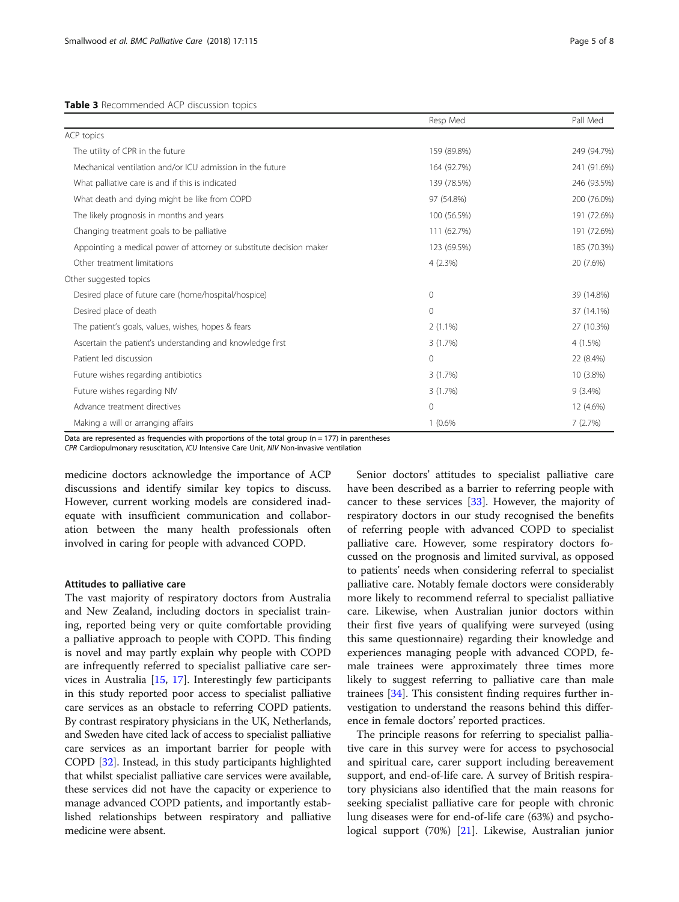**Table 3** Recommended ACP discussion topics

| | Resp Med | Pall Med |
|---|---|---|
| ACP topics | | |
| The utility of CPR in the future | 159 (89.8%) | 249 (94.7%) |
| Mechanical ventilation and/or ICU admission in the future | 164 (92.7%) | 241 (91.6%) |
| What palliative care is and if this is indicated | 139 (78.5%) | 246 (93.5%) |
| What death and dying might be like from COPD | 97 (54.8%) | 200 (76.0%) |
| The likely prognosis in months and years | 100 (56.5%) | 191 (72.6%) |
| Changing treatment goals to be palliative | 111 (62.7%) | 191 (72.6%) |
| Appointing a medical power of attorney or substitute decision maker | 123 (69.5%) | 185 (70.3%) |
| Other treatment limitations | 4 (2.3%) | 20 (7.6%) |
| Other suggested topics | | |
| Desired place of future care (home/hospital/hospice) | 0 | 39 (14.8%) |
| Desired place of death | 0 | 37 (14.1%) |
| The patient's goals, values, wishes, hopes & fears | 2 (1.1%) | 27 (10.3%) |
| Ascertain the patient's understanding and knowledge first | 3 (1.7%) | 4 (1.5%) |
| Patient led discussion | 0 | 22 (8.4%) |
| Future wishes regarding antibiotics | 3 (1.7%) | 10 (3.8%) |
| Future wishes regarding NIV | 3 (1.7%) | 9 (3.4%) |
| Advance treatment directives | 0 | 12 (4.6%) |
| Making a will or arranging affairs | 1 (0.6% | 7 (2.7%) |

Data are represented as frequencies with proportions of the total group (n = 177) in parentheses
*CPR* Cardiopulmonary resuscitation, *ICU* Intensive Care Unit, *NIV* Non-invasive ventilation

medicine doctors acknowledge the importance of ACP discussions and identify similar key topics to discuss. However, current working models are considered inadequate with insufficient communication and collaboration between the many health professionals often involved in caring for people with advanced COPD.

### Attitudes to palliative care

The vast majority of respiratory doctors from Australia and New Zealand, including doctors in specialist training, reported being very or quite comfortable providing a palliative approach to people with COPD. This finding is novel and may partly explain why people with COPD are infrequently referred to specialist palliative care services in Australia [15, 17]. Interestingly few participants in this study reported poor access to specialist palliative care services as an obstacle to referring COPD patients. By contrast respiratory physicians in the UK, Netherlands, and Sweden have cited lack of access to specialist palliative care services as an important barrier for people with COPD [32]. Instead, in this study participants highlighted that whilst specialist palliative care services were available, these services did not have the capacity or experience to manage advanced COPD patients, and importantly established relationships between respiratory and palliative medicine were absent.

Senior doctors' attitudes to specialist palliative care have been described as a barrier to referring people with cancer to these services [33]. However, the majority of respiratory doctors in our study recognised the benefits of referring people with advanced COPD to specialist palliative care. However, some respiratory doctors focussed on the prognosis and limited survival, as opposed to patients' needs when considering referral to specialist palliative care. Notably female doctors were considerably more likely to recommend referral to specialist palliative care. Likewise, when Australian junior doctors within their first five years of qualifying were surveyed (using this same questionnaire) regarding their knowledge and experiences managing people with advanced COPD, female trainees were approximately three times more likely to suggest referring to palliative care than male trainees [34]. This consistent finding requires further investigation to understand the reasons behind this difference in female doctors' reported practices.

The principle reasons for referring to specialist palliative care in this survey were for access to psychosocial and spiritual care, carer support including bereavement support, and end-of-life care. A survey of British respiratory physicians also identified that the main reasons for seeking specialist palliative care for people with chronic lung diseases were for end-of-life care (63%) and psychological support (70%) [21]. Likewise, Australian junior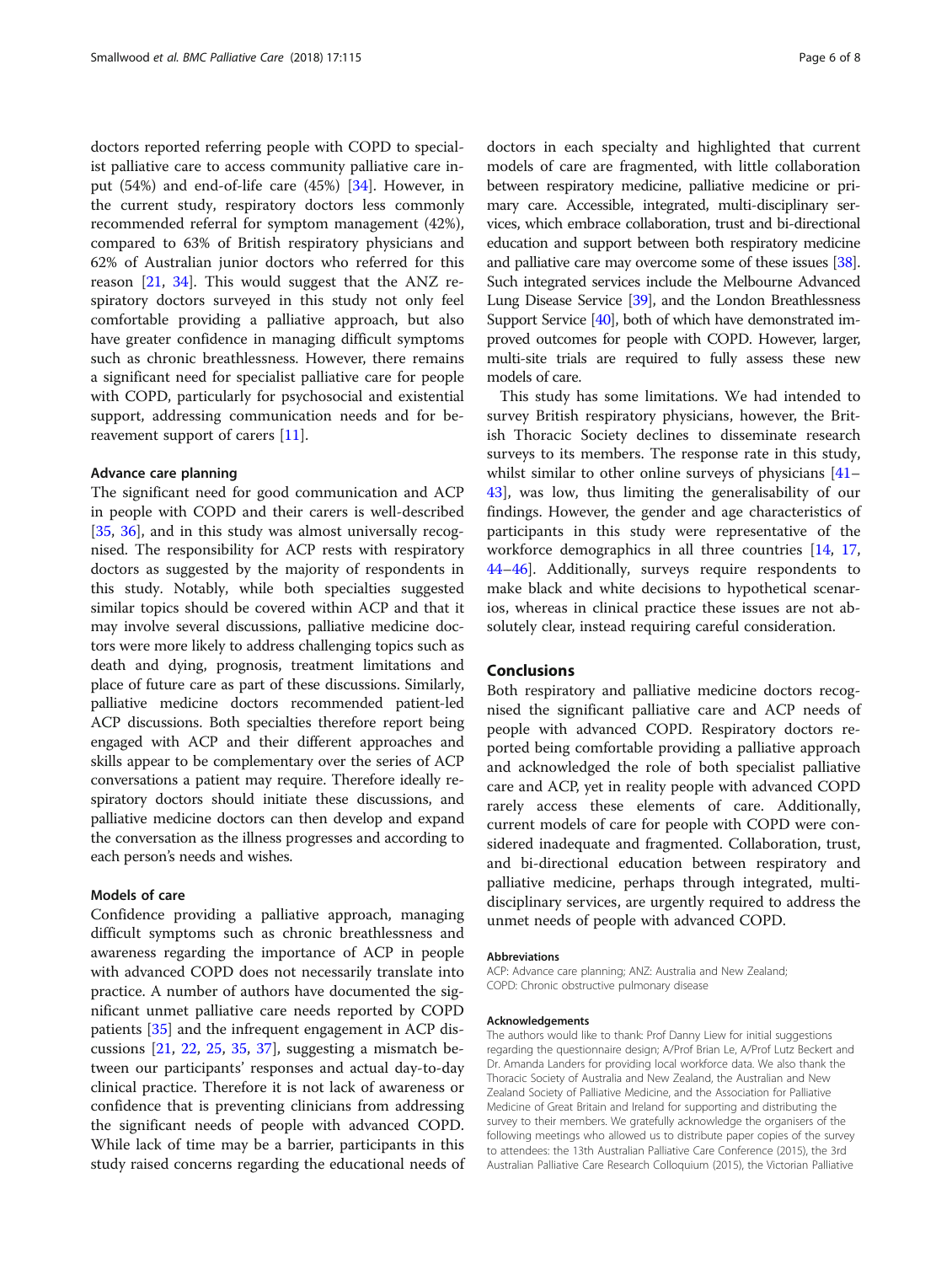doctors reported referring people with COPD to specialist palliative care to access community palliative care input (54%) and end-of-life care (45%) [34]. However, in the current study, respiratory doctors less commonly recommended referral for symptom management (42%), compared to 63% of British respiratory physicians and 62% of Australian junior doctors who referred for this reason [21, 34]. This would suggest that the ANZ respiratory doctors surveyed in this study not only feel comfortable providing a palliative approach, but also have greater confidence in managing difficult symptoms such as chronic breathlessness. However, there remains a significant need for specialist palliative care for people with COPD, particularly for psychosocial and existential support, addressing communication needs and for bereavement support of carers [11].

### Advance care planning

The significant need for good communication and ACP in people with COPD and their carers is well-described [35, 36], and in this study was almost universally recognised. The responsibility for ACP rests with respiratory doctors as suggested by the majority of respondents in this study. Notably, while both specialties suggested similar topics should be covered within ACP and that it may involve several discussions, palliative medicine doctors were more likely to address challenging topics such as death and dying, prognosis, treatment limitations and place of future care as part of these discussions. Similarly, palliative medicine doctors recommended patient-led ACP discussions. Both specialties therefore report being engaged with ACP and their different approaches and skills appear to be complementary over the series of ACP conversations a patient may require. Therefore ideally respiratory doctors should initiate these discussions, and palliative medicine doctors can then develop and expand the conversation as the illness progresses and according to each person's needs and wishes.

### Models of care

Confidence providing a palliative approach, managing difficult symptoms such as chronic breathlessness and awareness regarding the importance of ACP in people with advanced COPD does not necessarily translate into practice. A number of authors have documented the significant unmet palliative care needs reported by COPD patients [35] and the infrequent engagement in ACP discussions [21, 22, 25, 35, 37], suggesting a mismatch between our participants' responses and actual day-to-day clinical practice. Therefore it is not lack of awareness or confidence that is preventing clinicians from addressing the significant needs of people with advanced COPD. While lack of time may be a barrier, participants in this study raised concerns regarding the educational needs of doctors in each specialty and highlighted that current models of care are fragmented, with little collaboration between respiratory medicine, palliative medicine or primary care. Accessible, integrated, multi-disciplinary services, which embrace collaboration, trust and bi-directional education and support between both respiratory medicine and palliative care may overcome some of these issues [38]. Such integrated services include the Melbourne Advanced Lung Disease Service [39], and the London Breathlessness Support Service [40], both of which have demonstrated improved outcomes for people with COPD. However, larger, multi-site trials are required to fully assess these new models of care.

This study has some limitations. We had intended to survey British respiratory physicians, however, the British Thoracic Society declines to disseminate research surveys to its members. The response rate in this study, whilst similar to other online surveys of physicians [41–43], was low, thus limiting the generalisability of our findings. However, the gender and age characteristics of participants in this study were representative of the workforce demographics in all three countries [14, 17, 44–46]. Additionally, surveys require respondents to make black and white decisions to hypothetical scenarios, whereas in clinical practice these issues are not absolutely clear, instead requiring careful consideration.

## Conclusions

Both respiratory and palliative medicine doctors recognised the significant palliative care and ACP needs of people with advanced COPD. Respiratory doctors reported being comfortable providing a palliative approach and acknowledged the role of both specialist palliative care and ACP, yet in reality people with advanced COPD rarely access these elements of care. Additionally, current models of care for people with COPD were considered inadequate and fragmented. Collaboration, trust, and bi-directional education between respiratory and palliative medicine, perhaps through integrated, multi-disciplinary services, are urgently required to address the unmet needs of people with advanced COPD.

#### Abbreviations

ACP: Advance care planning; ANZ: Australia and New Zealand; COPD: Chronic obstructive pulmonary disease

#### Acknowledgements

The authors would like to thank: Prof Danny Liew for initial suggestions regarding the questionnaire design; A/Prof Brian Le, A/Prof Lutz Beckert and Dr. Amanda Landers for providing local workforce data. We also thank the Thoracic Society of Australia and New Zealand, the Australian and New Zealand Society of Palliative Medicine, and the Association for Palliative Medicine of Great Britain and Ireland for supporting and distributing the survey to their members. We gratefully acknowledge the organisers of the following meetings who allowed us to distribute paper copies of the survey to attendees: the 13th Australian Palliative Care Conference (2015), the 3rd Australian Palliative Care Research Colloquium (2015), the Victorian Palliative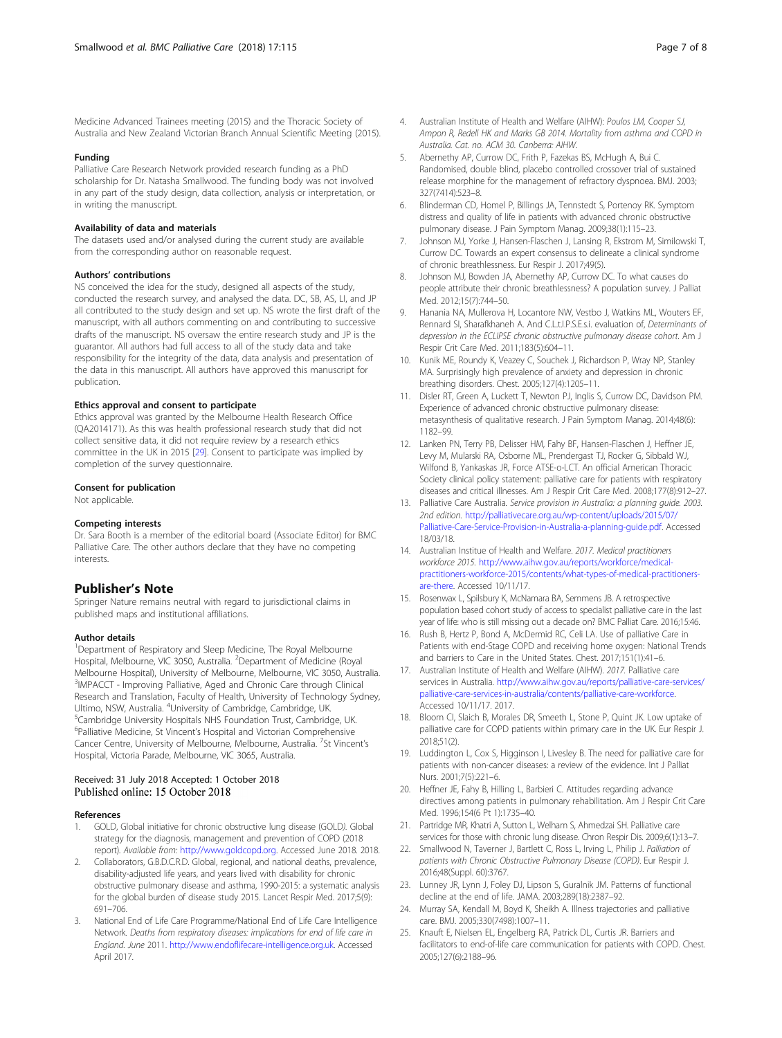Medicine Advanced Trainees meeting (2015) and the Thoracic Society of Australia and New Zealand Victorian Branch Annual Scientific Meeting (2015).

### Funding

Palliative Care Research Network provided research funding as a PhD scholarship for Dr. Natasha Smallwood. The funding body was not involved in any part of the study design, data collection, analysis or interpretation, or in writing the manuscript.

### Availability of data and materials

The datasets used and/or analysed during the current study are available from the corresponding author on reasonable request.

### Authors' contributions

NS conceived the idea for the study, designed all aspects of the study, conducted the research survey, and analysed the data. DC, SB, AS, LI, and JP all contributed to the study design and set up. NS wrote the first draft of the manuscript, with all authors commenting on and contributing to successive drafts of the manuscript. NS oversaw the entire research study and JP is the guarantor. All authors had full access to all of the study data and take responsibility for the integrity of the data, data analysis and presentation of the data in this manuscript. All authors have approved this manuscript for publication.

### Ethics approval and consent to participate

Ethics approval was granted by the Melbourne Health Research Office (QA2014171). As this was health professional research study that did not collect sensitive data, it did not require review by a research ethics committee in the UK in 2015 [29]. Consent to participate was implied by completion of the survey questionnaire.

### Consent for publication

Not applicable.

### Competing interests

Dr. Sara Booth is a member of the editorial board (Associate Editor) for BMC Palliative Care. The other authors declare that they have no competing interests.

## Publisher's Note

Springer Nature remains neutral with regard to jurisdictional claims in published maps and institutional affiliations.

### Author details

[1]Department of Respiratory and Sleep Medicine, The Royal Melbourne Hospital, Melbourne, VIC 3050, Australia. [2]Department of Medicine (Royal Melbourne Hospital), University of Melbourne, Melbourne, VIC 3050, Australia. [3]IMPACCT - Improving Palliative, Aged and Chronic Care through Clinical Research and Translation, Faculty of Health, University of Technology Sydney, Ultimo, NSW, Australia. [4]University of Cambridge, Cambridge, UK. [5]Cambridge University Hospitals NHS Foundation Trust, Cambridge, UK. [6]Palliative Medicine, St Vincent's Hospital and Victorian Comprehensive Cancer Centre, University of Melbourne, Melbourne, Australia. [7]St Vincent's Hospital, Victoria Parade, Melbourne, VIC 3065, Australia.

Received: 31 July 2018 Accepted: 1 October 2018
Published online: 15 October 2018

### References

1. GOLD, Global initiative for chronic obstructive lung disease (GOLD). Global strategy for the diagnosis, management and prevention of COPD (2018 report). *Available from:* http://www.goldcopd.org. Accessed June 2018. 2018.
2. Collaborators, G.B.D.C.R.D. Global, regional, and national deaths, prevalence, disability-adjusted life years, and years lived with disability for chronic obstructive pulmonary disease and asthma, 1990-2015: a systematic analysis for the global burden of disease study 2015. Lancet Respir Med. 2017;5(9): 691–706.
3. National End of Life Care Programme/National End of Life Care Intelligence Network. *Deaths from respiratory diseases: implications for end of life care in England. June* 2011. http://www.endoflifecare-intelligence.org.uk. Accessed April 2017.
4. Australian Institute of Health and Welfare (AIHW): *Poulos LM, Cooper SJ, Ampon R, Redell HK and Marks GB 2014. Mortality from asthma and COPD in Australia. Cat. no. ACM 30. Canberra: AIHW*.
5. Abernethy AP, Currow DC, Frith P, Fazekas BS, McHugh A, Bui C. Randomised, double blind, placebo controlled crossover trial of sustained release morphine for the management of refractory dyspnoea. BMJ. 2003; 327(7414):523–8.
6. Blinderman CD, Homel P, Billings JA, Tennstedt S, Portenoy RK. Symptom distress and quality of life in patients with advanced chronic obstructive pulmonary disease. J Pain Symptom Manag. 2009;38(1):115–23.
7. Johnson MJ, Yorke J, Hansen-Flaschen J, Lansing R, Ekstrom M, Similowski T, Currow DC. Towards an expert consensus to delineate a clinical syndrome of chronic breathlessness. Eur Respir J. 2017;49(5).
8. Johnson MJ, Bowden JA, Abernethy AP, Currow DC. To what causes do people attribute their chronic breathlessness? A population survey. J Palliat Med. 2012;15(7):744–50.
9. Hanania NA, Mullerova H, Locantore NW, Vestbo J, Watkins ML, Wouters EF, Rennard SI, Sharafkhaneh A. And C.L.t.I.P.S.E.s.i. evaluation of, *Determinants of depression in the ECLIPSE chronic obstructive pulmonary disease cohort*. Am J Respir Crit Care Med. 2011;183(5):604–11.
10. Kunik ME, Roundy K, Veazey C, Souchek J, Richardson P, Wray NP, Stanley MA. Surprisingly high prevalence of anxiety and depression in chronic breathing disorders. Chest. 2005;127(4):1205–11.
11. Disler RT, Green A, Luckett T, Newton PJ, Inglis S, Currow DC, Davidson PM. Experience of advanced chronic obstructive pulmonary disease: metasynthesis of qualitative research. J Pain Symptom Manag. 2014;48(6): 1182–99.
12. Lanken PN, Terry PB, Delisser HM, Fahy BF, Hansen-Flaschen J, Heffner JE, Levy M, Mularski RA, Osborne ML, Prendergast TJ, Rocker G, Sibbald WJ, Wilfond B, Yankaskas JR, Force ATSE-o-LCT. An official American Thoracic Society clinical policy statement: palliative care for patients with respiratory diseases and critical illnesses. Am J Respir Crit Care Med. 2008;177(8):912–27.
13. Palliative Care Australia. *Service provision in Australia: a planning guide. 2003. 2nd edition.* http://palliativecare.org.au/wp-content/uploads/2015/07/Palliative-Care-Service-Provision-in-Australia-a-planning-guide.pdf. Accessed 18/03/18.
14. Australian Institute of Health and Welfare. *2017. Medical practitioners workforce 2015.* http://www.aihw.gov.au/reports/workforce/medical-practitioners-workforce-2015/contents/what-types-of-medical-practitioners-are-there. Accessed 10/11/17.
15. Rosenwax L, Spilsbury K, McNamara BA, Semmens JB. A retrospective population based cohort study of access to specialist palliative care in the last year of life: who is still missing out a decade on? BMC Palliat Care. 2016;15:46.
16. Rush B, Hertz P, Bond A, McDermid RC, Celi LA. Use of palliative Care in Patients with end-Stage COPD and receiving home oxygen: National Trends and barriers to Care in the United States. Chest. 2017;151(1):41–6.
17. Australian Institute of Health and Welfare (AIHW). *2017.* Palliative care services in Australia. http://www.aihw.gov.au/reports/palliative-care-services/palliative-care-services-in-australia/contents/palliative-care-workforce. Accessed 10/11/17. 2017.
18. Bloom CI, Slaich B, Morales DR, Smeeth L, Stone P, Quint JK. Low uptake of palliative care for COPD patients within primary care in the UK. Eur Respir J. 2018;51(2).
19. Luddington L, Cox S, Higginson I, Livesley B. The need for palliative care for patients with non-cancer diseases: a review of the evidence. Int J Palliat Nurs. 2001;7(5):221–6.
20. Heffner JE, Fahy B, Hilling L, Barbieri C. Attitudes regarding advance directives among patients in pulmonary rehabilitation. Am J Respir Crit Care Med. 1996;154(6 Pt 1):1735–40.
21. Partridge MR, Khatri A, Sutton L, Welham S, Ahmedzai SH. Palliative care services for those with chronic lung disease. Chron Respir Dis. 2009;6(1):13–7.
22. Smallwood N, Taverner J, Bartlett C, Ross L, Irving L, Philip J. *Palliation of patients with Chronic Obstructive Pulmonary Disease (COPD)*. Eur Respir J. 2016;48(Suppl. 60):3767.
23. Lunney JR, Lynn J, Foley DJ, Lipson S, Guralnik JM. Patterns of functional decline at the end of life. JAMA. 2003;289(18):2387–92.
24. Murray SA, Kendall M, Boyd K, Sheikh A. Illness trajectories and palliative care. BMJ. 2005;330(7498):1007–11.
25. Knauft E, Nielsen EL, Engelberg RA, Patrick DL, Curtis JR. Barriers and facilitators to end-of-life care communication for patients with COPD. Chest. 2005;127(6):2188–96.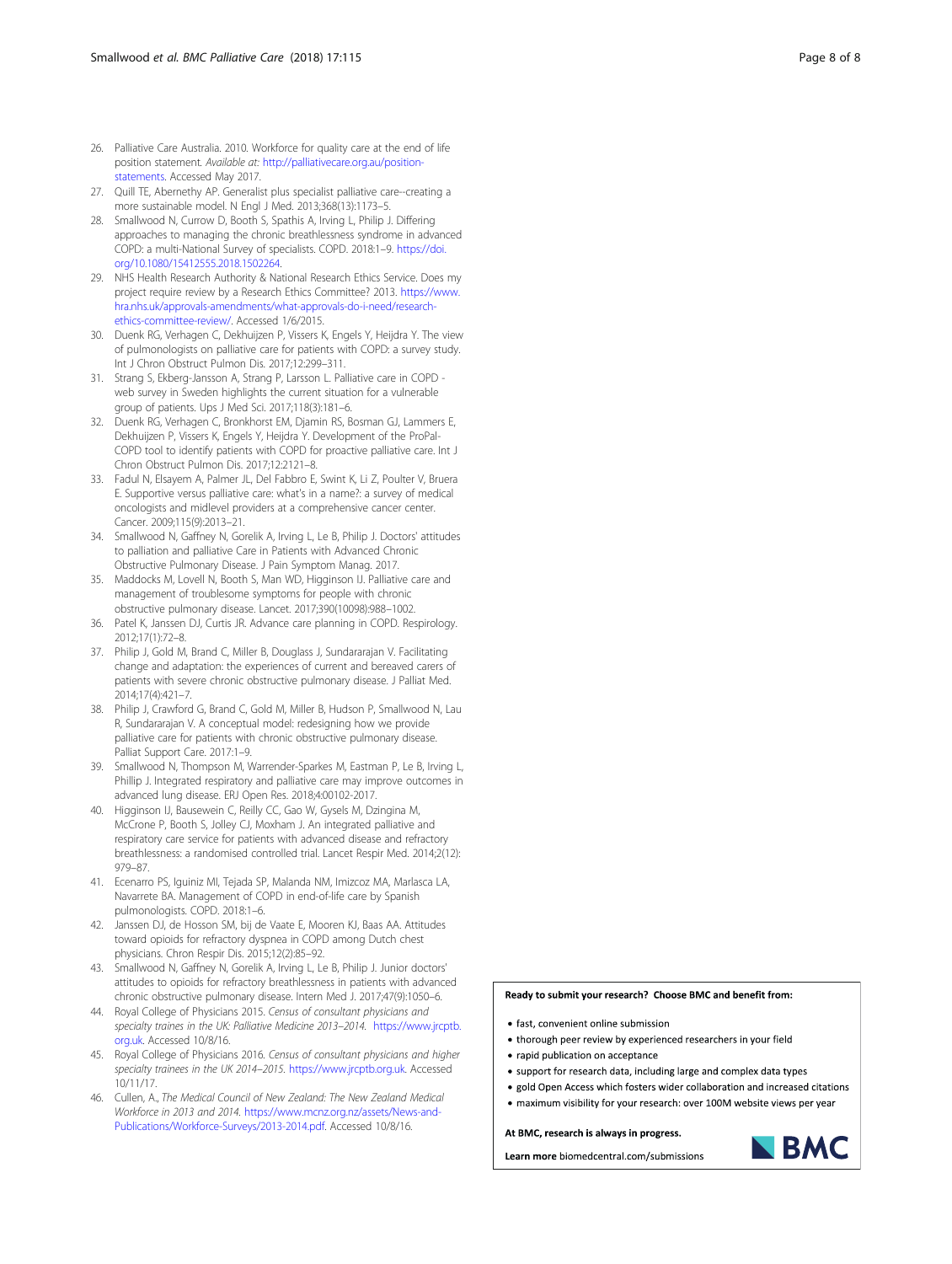26. Palliative Care Australia. 2010. Workforce for quality care at the end of life position statement. *Available at:* http://palliativecare.org.au/position-statements. Accessed May 2017.
27. Quill TE, Abernethy AP. Generalist plus specialist palliative care--creating a more sustainable model. N Engl J Med. 2013;368(13):1173–5.
28. Smallwood N, Currow D, Booth S, Spathis A, Irving L, Philip J. Differing approaches to managing the chronic breathlessness syndrome in advanced COPD: a multi-National Survey of specialists. COPD. 2018:1–9. https://doi.org/10.1080/15412555.2018.1502264.
29. NHS Health Research Authority & National Research Ethics Service. Does my project require review by a Research Ethics Committee? 2013. https://www.hra.nhs.uk/approvals-amendments/what-approvals-do-i-need/research-ethics-committee-review/. Accessed 1/6/2015.
30. Duenk RG, Verhagen C, Dekhuijzen P, Vissers K, Engels Y, Heijdra Y. The view of pulmonologists on palliative care for patients with COPD: a survey study. Int J Chron Obstruct Pulmon Dis. 2017;12:299–311.
31. Strang S, Ekberg-Jansson A, Strang P, Larsson L. Palliative care in COPD - web survey in Sweden highlights the current situation for a vulnerable group of patients. Ups J Med Sci. 2017;118(3):181–6.
32. Duenk RG, Verhagen C, Bronkhorst EM, Djamin RS, Bosman GJ, Lammers E, Dekhuijzen P, Vissers K, Engels Y, Heijdra Y. Development of the ProPal-COPD tool to identify patients with COPD for proactive palliative care. Int J Chron Obstruct Pulmon Dis. 2017;12:2121–8.
33. Fadul N, Elsayem A, Palmer JL, Del Fabbro E, Swint K, Li Z, Poulter V, Bruera E. Supportive versus palliative care: what's in a name?: a survey of medical oncologists and midlevel providers at a comprehensive cancer center. Cancer. 2009;115(9):2013–21.
34. Smallwood N, Gaffney N, Gorelik A, Irving L, Le B, Philip J. Doctors' attitudes to palliation and palliative Care in Patients with Advanced Chronic Obstructive Pulmonary Disease. J Pain Symptom Manag. 2017.
35. Maddocks M, Lovell N, Booth S, Man WD, Higginson IJ. Palliative care and management of troublesome symptoms for people with chronic obstructive pulmonary disease. Lancet. 2017;390(10098):988–1002.
36. Patel K, Janssen DJ, Curtis JR. Advance care planning in COPD. Respirology. 2012;17(1):72–8.
37. Philip J, Gold M, Brand C, Miller B, Douglass J, Sundararajan V. Facilitating change and adaptation: the experiences of current and bereaved carers of patients with severe chronic obstructive pulmonary disease. J Palliat Med. 2014;17(4):421–7.
38. Philip J, Crawford G, Brand C, Gold M, Miller B, Hudson P, Smallwood N, Lau R, Sundararajan V. A conceptual model: redesigning how we provide palliative care for patients with chronic obstructive pulmonary disease. Palliat Support Care. 2017:1–9.
39. Smallwood N, Thompson M, Warrender-Sparkes M, Eastman P, Le B, Irving L, Phillip J. Integrated respiratory and palliative care may improve outcomes in advanced lung disease. ERJ Open Res. 2018;4:00102-2017.
40. Higginson IJ, Bausewein C, Reilly CC, Gao W, Gysels M, Dzingina M, McCrone P, Booth S, Jolley CJ, Moxham J. An integrated palliative and respiratory care service for patients with advanced disease and refractory breathlessness: a randomised controlled trial. Lancet Respir Med. 2014;2(12):979–87.
41. Ecenarro PS, Iguiniz MI, Tejada SP, Malanda NM, Imizcoz MA, Marlasca LA, Navarrete BA. Management of COPD in end-of-life care by Spanish pulmonologists. COPD. 2018:1–6.
42. Janssen DJ, de Hosson SM, bij de Vaate E, Mooren KJ, Baas AA. Attitudes toward opioids for refractory dyspnea in COPD among Dutch chest physicians. Chron Respir Dis. 2015;12(2):85–92.
43. Smallwood N, Gaffney N, Gorelik A, Irving L, Le B, Philip J. Junior doctors' attitudes to opioids for refractory breathlessness in patients with advanced chronic obstructive pulmonary disease. Intern Med J. 2017;47(9):1050–6.
44. Royal College of Physicians 2015. *Census of consultant physicians and specialty traines in the UK: Palliative Medicine 2013–2014.* https://www.jrcptb.org.uk. Accessed 10/8/16.
45. Royal College of Physicians 2016. *Census of consultant physicians and higher specialty trainees in the UK 2014–2015.* https://www.jrcptb.org.uk. Accessed 10/11/17.
46. Cullen, A., *The Medical Council of New Zealand: The New Zealand Medical Workforce in 2013 and 2014.* https://www.mcnz.org.nz/assets/News-and-Publications/Workforce-Surveys/2013-2014.pdf. Accessed 10/8/16.

**Ready to submit your research? Choose BMC and benefit from:**

- fast, convenient online submission
- thorough peer review by experienced researchers in your field
- rapid publication on acceptance
- support for research data, including large and complex data types
- gold Open Access which fosters wider collaboration and increased citations
- maximum visibility for your research: over 100M website views per year

**At BMC, research is always in progress.**

**Learn more** biomedcentral.com/submissions